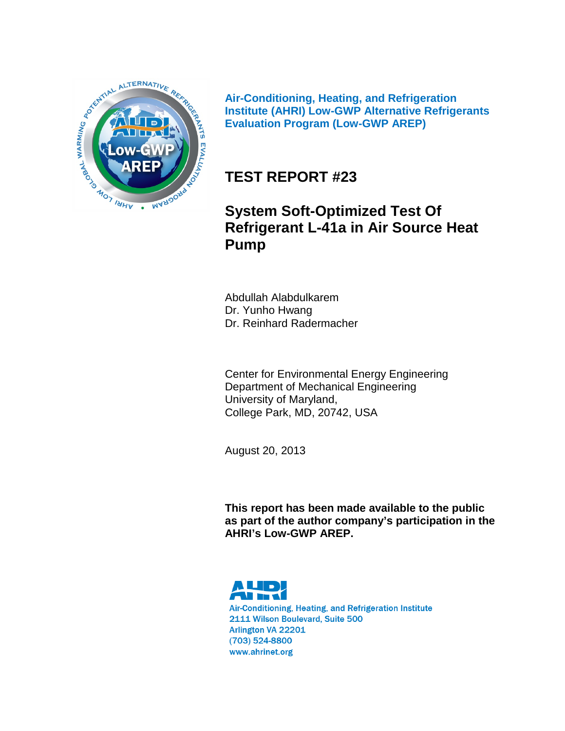**Air-Conditioning, Heating, and Refrigeration Institute (AHRI) Low-GWP Alternative Refrigerants Evaluation Program (Low-GWP AREP)**

# TEST REPORT #23

## System Soft-Optimized Test Of Refrigerant L-41a in Air Source Heat Pump

Abdullah Alabdulkarem
Dr. Yunho Hwang
Dr. Reinhard Radermacher

Center for Environmental Energy Engineering
Department of Mechanical Engineering
University of Maryland,
College Park, MD, 20742, USA

August 20, 2013

**This report has been made available to the public as part of the author company's participation in the AHRI's Low-GWP AREP.**

Air-Conditioning, Heating, and Refrigeration Institute
2111 Wilson Boulevard, Suite 500
Arlington VA 22201
(703) 524-8800
www.ahrinet.org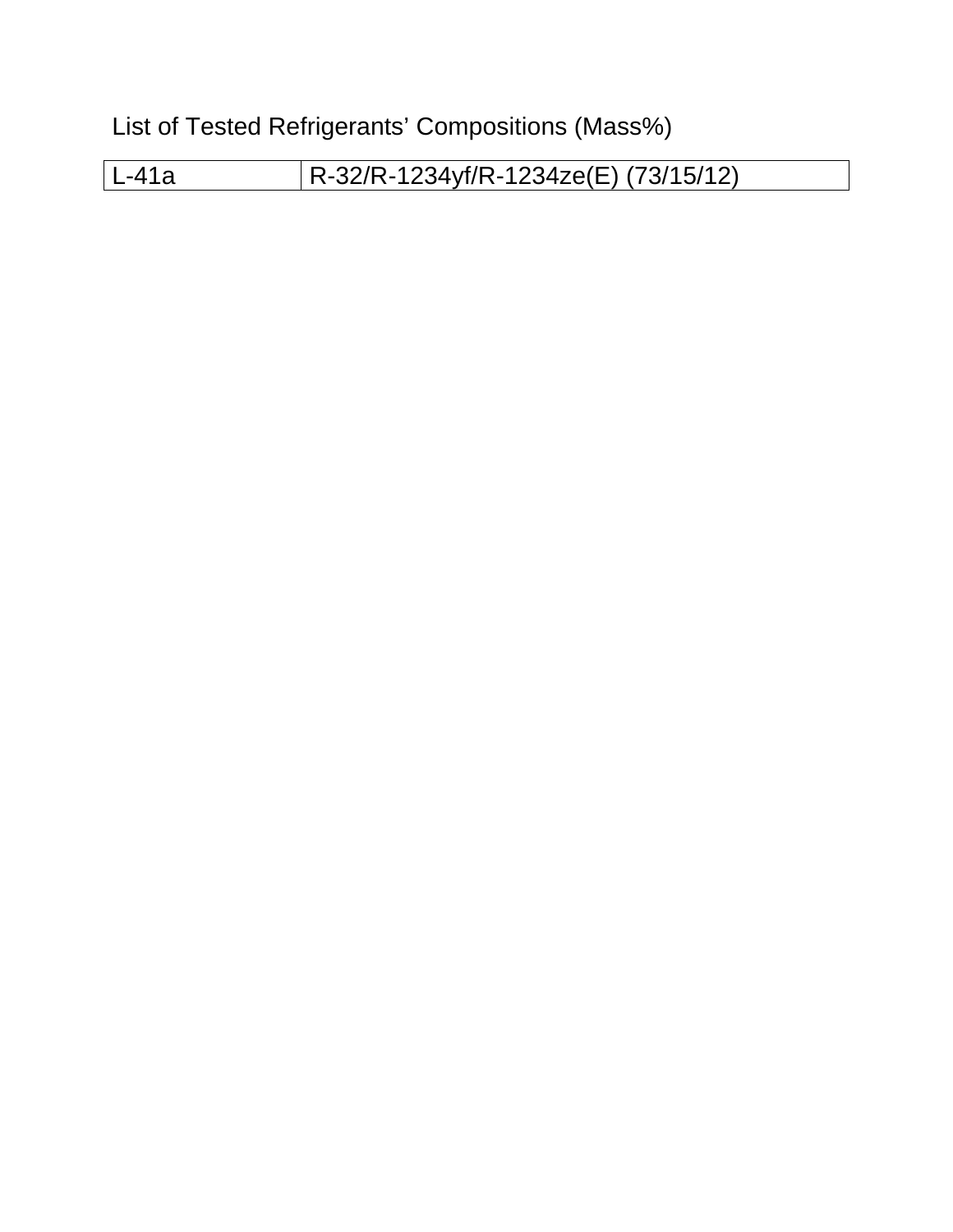List of Tested Refrigerants' Compositions (Mass%)

| L-41a | R-32/R-1234yf/R-1234ze(E) (73/15/12) |
|---|---|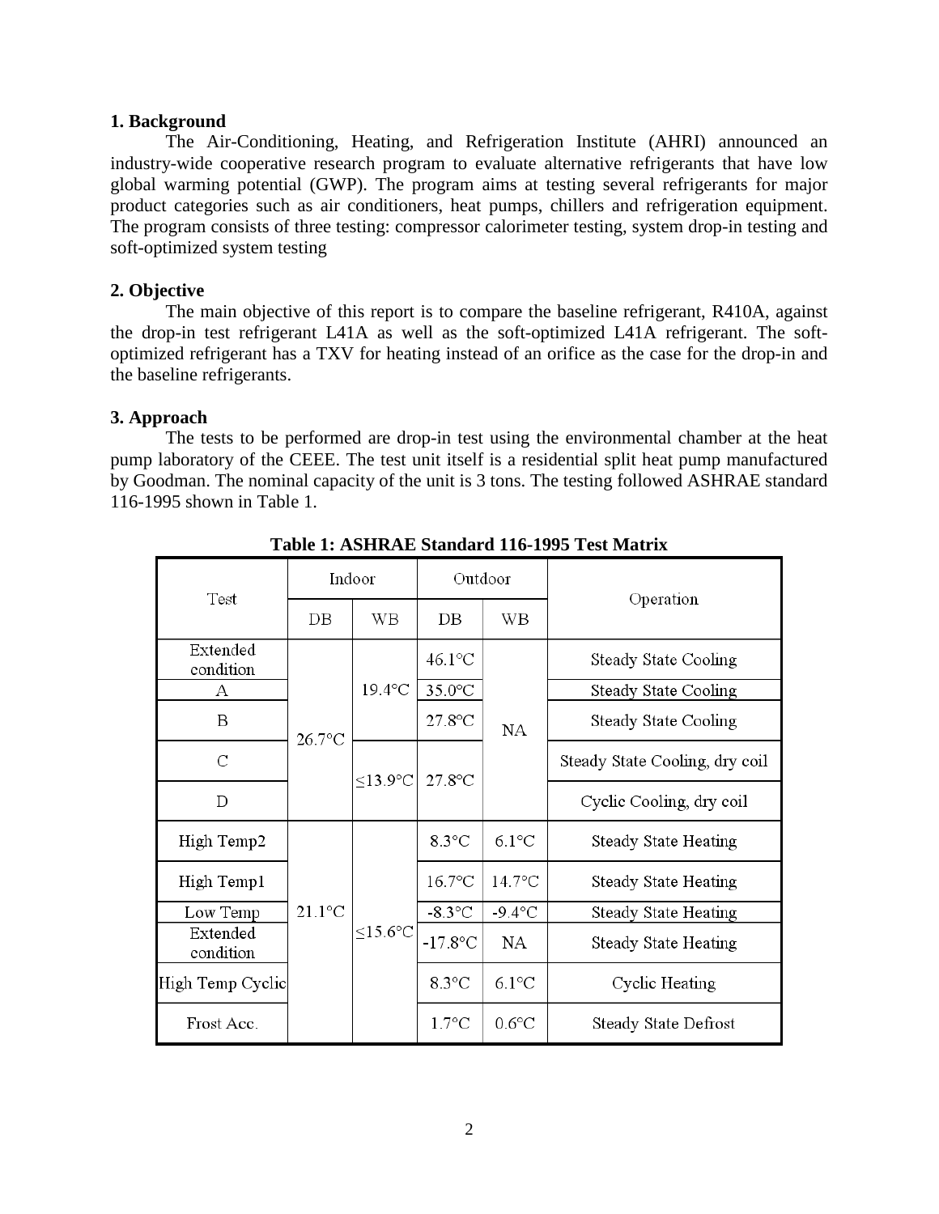## 1. Background

The Air-Conditioning, Heating, and Refrigeration Institute (AHRI) announced an industry-wide cooperative research program to evaluate alternative refrigerants that have low global warming potential (GWP). The program aims at testing several refrigerants for major product categories such as air conditioners, heat pumps, chillers and refrigeration equipment. The program consists of three testing: compressor calorimeter testing, system drop-in testing and soft-optimized system testing

## 2. Objective

The main objective of this report is to compare the baseline refrigerant, R410A, against the drop-in test refrigerant L41A as well as the soft-optimized L41A refrigerant. The soft-optimized refrigerant has a TXV for heating instead of an orifice as the case for the drop-in and the baseline refrigerants.

## 3. Approach

The tests to be performed are drop-in test using the environmental chamber at the heat pump laboratory of the CEEE. The test unit itself is a residential split heat pump manufactured by Goodman. The nominal capacity of the unit is 3 tons. The testing followed ASHRAE standard 116-1995 shown in Table 1.

**Table 1: ASHRAE Standard 116-1995 Test Matrix**

| Test | Indoor | | Outdoor | | Operation |
|---|---|---|---|---|---|
| | DB | WB | DB | WB | |
| Extended condition | 26.7°C | 19.4°C | 46.1°C | NA | Steady State Cooling |
| A | 26.7°C | 19.4°C | 35.0°C | NA | Steady State Cooling |
| B | 26.7°C | 19.4°C | 27.8°C | NA | Steady State Cooling |
| C | 26.7°C | ≤13.9°C | 27.8°C | NA | Steady State Cooling, dry coil |
| D | 26.7°C | ≤13.9°C | 27.8°C | NA | Cyclic Cooling, dry coil |
| High Temp2 | 21.1°C | ≤15.6°C | 8.3°C | 6.1°C | Steady State Heating |
| High Temp1 | 21.1°C | ≤15.6°C | 16.7°C | 14.7°C | Steady State Heating |
| Low Temp | 21.1°C | ≤15.6°C | -8.3°C | -9.4°C | Steady State Heating |
| Extended condition | 21.1°C | ≤15.6°C | -17.8°C | NA | Steady State Heating |
| High Temp Cyclic | 21.1°C | ≤15.6°C | 8.3°C | 6.1°C | Cyclic Heating |
| Frost Acc. | 21.1°C | ≤15.6°C | 1.7°C | 0.6°C | Steady State Defrost |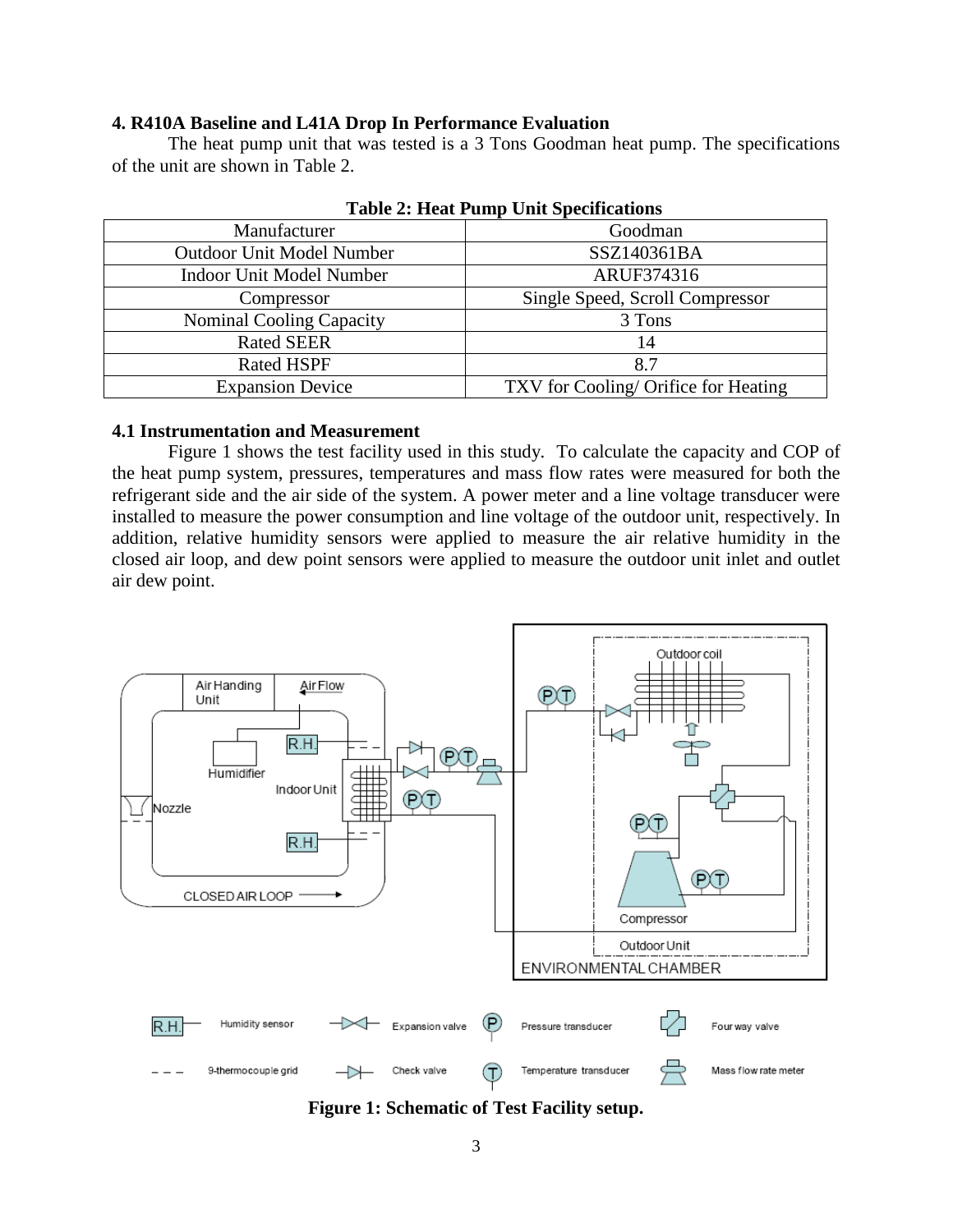### 4. R410A Baseline and L41A Drop In Performance Evaluation

The heat pump unit that was tested is a 3 Tons Goodman heat pump. The specifications of the unit are shown in Table 2.

**Table 2: Heat Pump Unit Specifications**

| Manufacturer | Goodman |
|---|---|
| Outdoor Unit Model Number | SSZ140361BA |
| Indoor Unit Model Number | ARUF374316 |
| Compressor | Single Speed, Scroll Compressor |
| Nominal Cooling Capacity | 3 Tons |
| Rated SEER | 14 |
| Rated HSPF | 8.7 |
| Expansion Device | TXV for Cooling/ Orifice for Heating |

### 4.1 Instrumentation and Measurement

Figure 1 shows the test facility used in this study. To calculate the capacity and COP of the heat pump system, pressures, temperatures and mass flow rates were measured for both the refrigerant side and the air side of the system. A power meter and a line voltage transducer were installed to measure the power consumption and line voltage of the outdoor unit, respectively. In addition, relative humidity sensors were applied to measure the air relative humidity in the closed air loop, and dew point sensors were applied to measure the outdoor unit inlet and outlet air dew point.

**Figure 1: Schematic of Test Facility setup.**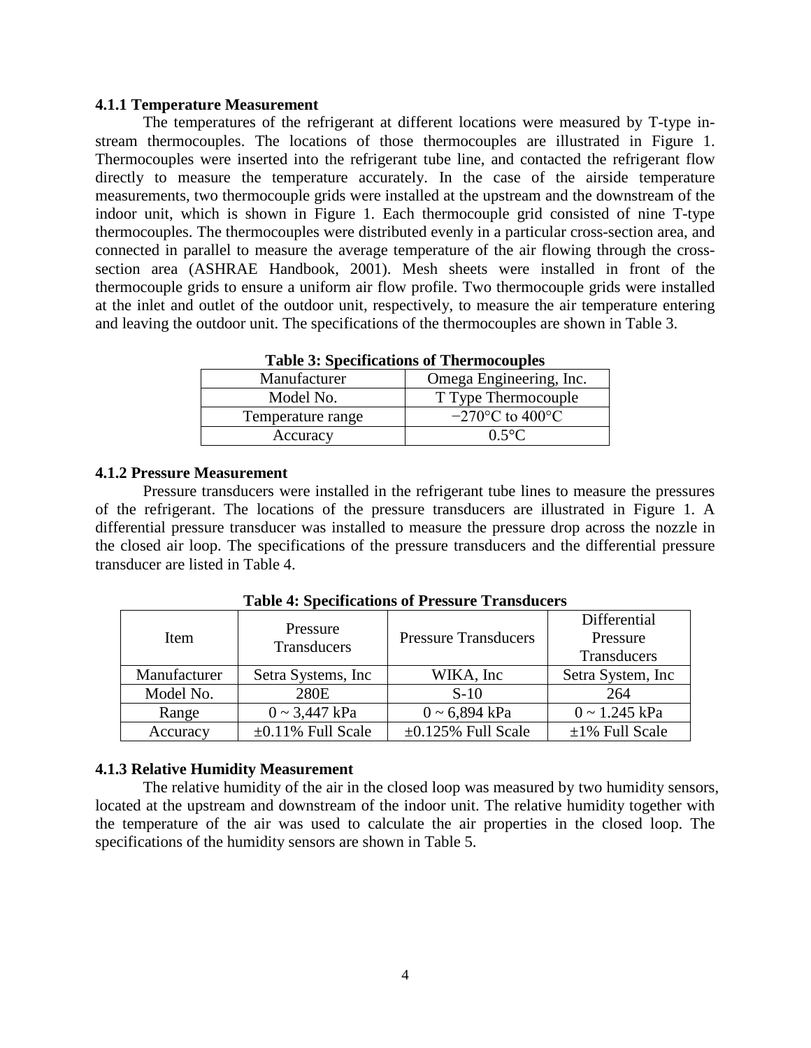#### 4.1.1 Temperature Measurement

The temperatures of the refrigerant at different locations were measured by T-type in-stream thermocouples. The locations of those thermocouples are illustrated in Figure 1. Thermocouples were inserted into the refrigerant tube line, and contacted the refrigerant flow directly to measure the temperature accurately. In the case of the airside temperature measurements, two thermocouple grids were installed at the upstream and the downstream of the indoor unit, which is shown in Figure 1. Each thermocouple grid consisted of nine T-type thermocouples. The thermocouples were distributed evenly in a particular cross-section area, and connected in parallel to measure the average temperature of the air flowing through the cross-section area (ASHRAE Handbook, 2001). Mesh sheets were installed in front of the thermocouple grids to ensure a uniform air flow profile. Two thermocouple grids were installed at the inlet and outlet of the outdoor unit, respectively, to measure the air temperature entering and leaving the outdoor unit. The specifications of the thermocouples are shown in Table 3.

**Table 3: Specifications of Thermocouples**

| | |
|---|---|
| Manufacturer | Omega Engineering, Inc. |
| Model No. | T Type Thermocouple |
| Temperature range | −270°C to 400°C |
| Accuracy | 0.5°C |

#### 4.1.2 Pressure Measurement

Pressure transducers were installed in the refrigerant tube lines to measure the pressures of the refrigerant. The locations of the pressure transducers are illustrated in Figure 1. A differential pressure transducer was installed to measure the pressure drop across the nozzle in the closed air loop. The specifications of the pressure transducers and the differential pressure transducer are listed in Table 4.

**Table 4: Specifications of Pressure Transducers**

| Item | Pressure Transducers | Pressure Transducers | Differential Pressure Transducers |
|---|---|---|---|
| Manufacturer | Setra Systems, Inc | WIKA, Inc | Setra System, Inc |
| Model No. | 280E | S-10 | 264 |
| Range | 0 ~ 3,447 kPa | 0 ~ 6,894 kPa | 0 ~ 1.245 kPa |
| Accuracy | ±0.11% Full Scale | ±0.125% Full Scale | ±1% Full Scale |

#### 4.1.3 Relative Humidity Measurement

The relative humidity of the air in the closed loop was measured by two humidity sensors, located at the upstream and downstream of the indoor unit. The relative humidity together with the temperature of the air was used to calculate the air properties in the closed loop. The specifications of the humidity sensors are shown in Table 5.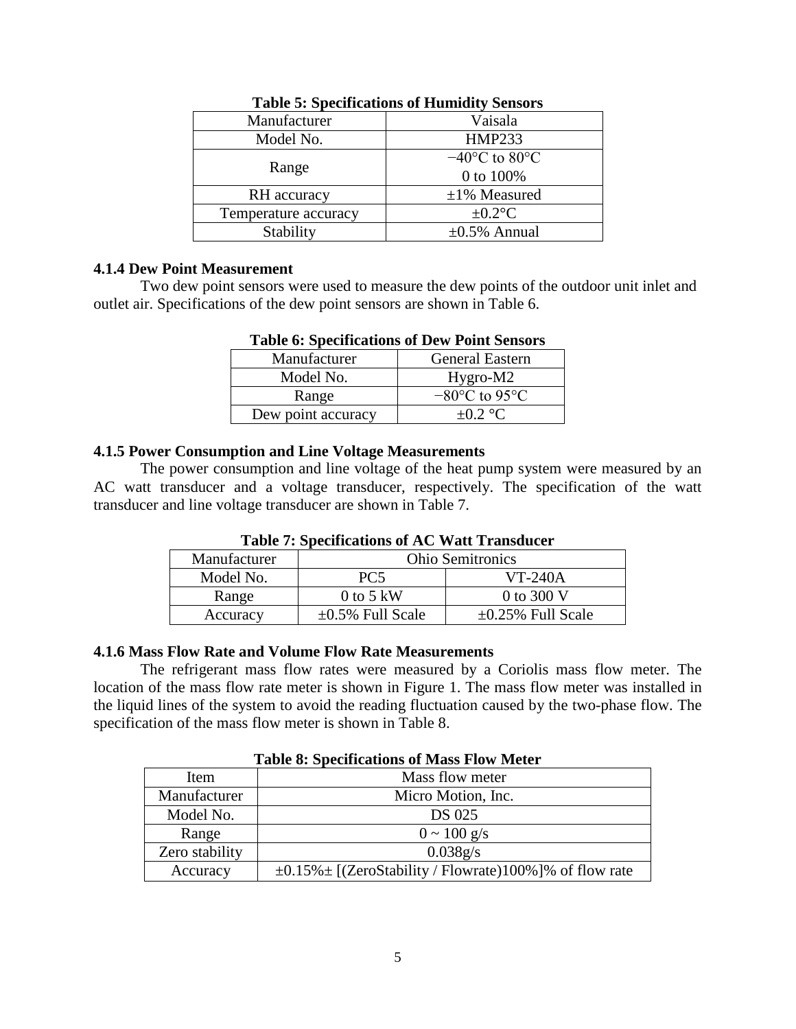**Table 5: Specifications of Humidity Sensors**

| Manufacturer | Vaisala |
|---|---|
| Model No. | HMP233 |
| Range | −40°C to 80°C<br>0 to 100% |
| RH accuracy | ±1% Measured |
| Temperature accuracy | ±0.2°C |
| Stability | ±0.5% Annual |

### 4.1.4 Dew Point Measurement

Two dew point sensors were used to measure the dew points of the outdoor unit inlet and outlet air. Specifications of the dew point sensors are shown in Table 6.

**Table 6: Specifications of Dew Point Sensors**

| Manufacturer | General Eastern |
|---|---|
| Model No. | Hygro-M2 |
| Range | −80°C to 95°C |
| Dew point accuracy | ±0.2 °C |

### 4.1.5 Power Consumption and Line Voltage Measurements

The power consumption and line voltage of the heat pump system were measured by an AC watt transducer and a voltage transducer, respectively. The specification of the watt transducer and line voltage transducer are shown in Table 7.

**Table 7: Specifications of AC Watt Transducer**

| Manufacturer | Ohio Semitronics | |
|---|---|---|
| Model No. | PC5 | VT-240A |
| Range | 0 to 5 kW | 0 to 300 V |
| Accuracy | ±0.5% Full Scale | ±0.25% Full Scale |

### 4.1.6 Mass Flow Rate and Volume Flow Rate Measurements

The refrigerant mass flow rates were measured by a Coriolis mass flow meter. The location of the mass flow rate meter is shown in Figure 1. The mass flow meter was installed in the liquid lines of the system to avoid the reading fluctuation caused by the two-phase flow. The specification of the mass flow meter is shown in Table 8.

**Table 8: Specifications of Mass Flow Meter**

| Item | Mass flow meter |
|---|---|
| Manufacturer | Micro Motion, Inc. |
| Model No. | DS 025 |
| Range | 0 ~ 100 g/s |
| Zero stability | 0.038g/s |
| Accuracy | ±0.15%± [(ZeroStability / Flowrate)100%]% of flow rate |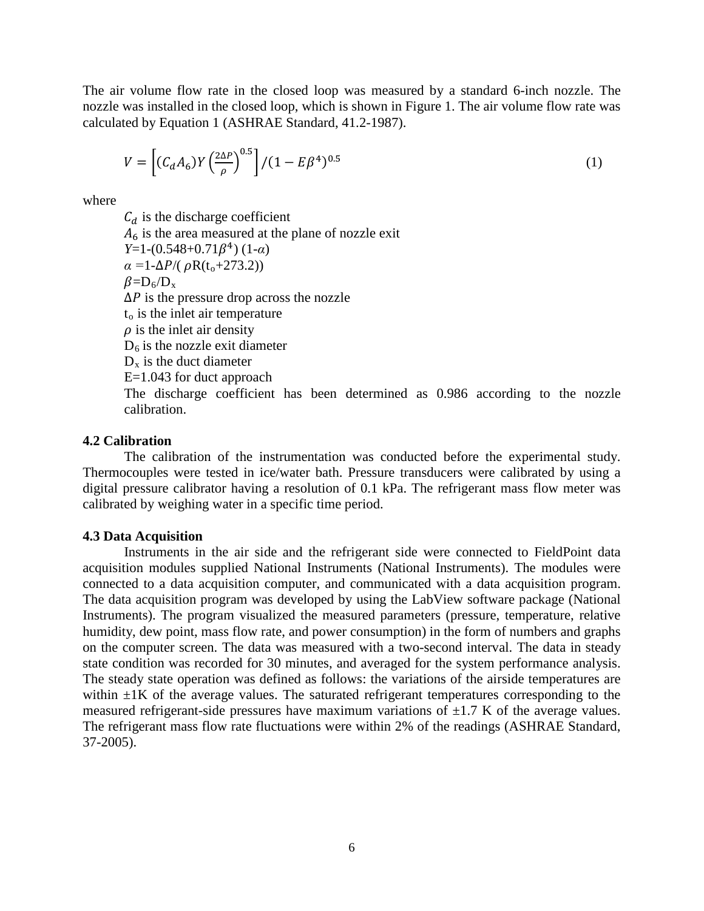The air volume flow rate in the closed loop was measured by a standard 6-inch nozzle. The nozzle was installed in the closed loop, which is shown in Figure 1. The air volume flow rate was calculated by Equation 1 (ASHRAE Standard, 41.2-1987).

$$V = \left[(C_d A_6) Y \left(\frac{2\Delta P}{\rho}\right)^{0.5}\right] / (1 - E\beta^4)^{0.5} \tag{1}$$

where

$C_d$ is the discharge coefficient

$A_6$ is the area measured at the plane of nozzle exit

$Y$=1-(0.548+0.71$\beta^4$) (1-$\alpha$)

$\alpha$ =1-$\Delta P$/( $\rho$R($t_o$+273.2))

$\beta$=$D_6$/$D_x$

$\Delta P$ is the pressure drop across the nozzle

$t_o$ is the inlet air temperature

$\rho$ is the inlet air density

$D_6$ is the nozzle exit diameter

$D_x$ is the duct diameter

E=1.043 for duct approach

The discharge coefficient has been determined as 0.986 according to the nozzle calibration.

### 4.2 Calibration

The calibration of the instrumentation was conducted before the experimental study. Thermocouples were tested in ice/water bath. Pressure transducers were calibrated by using a digital pressure calibrator having a resolution of 0.1 kPa. The refrigerant mass flow meter was calibrated by weighing water in a specific time period.

### 4.3 Data Acquisition

Instruments in the air side and the refrigerant side were connected to FieldPoint data acquisition modules supplied National Instruments (National Instruments). The modules were connected to a data acquisition computer, and communicated with a data acquisition program. The data acquisition program was developed by using the LabView software package (National Instruments). The program visualized the measured parameters (pressure, temperature, relative humidity, dew point, mass flow rate, and power consumption) in the form of numbers and graphs on the computer screen. The data was measured with a two-second interval. The data in steady state condition was recorded for 30 minutes, and averaged for the system performance analysis. The steady state operation was defined as follows: the variations of the airside temperatures are within ±1K of the average values. The saturated refrigerant temperatures corresponding to the measured refrigerant-side pressures have maximum variations of ±1.7 K of the average values. The refrigerant mass flow rate fluctuations were within 2% of the readings (ASHRAE Standard, 37-2005).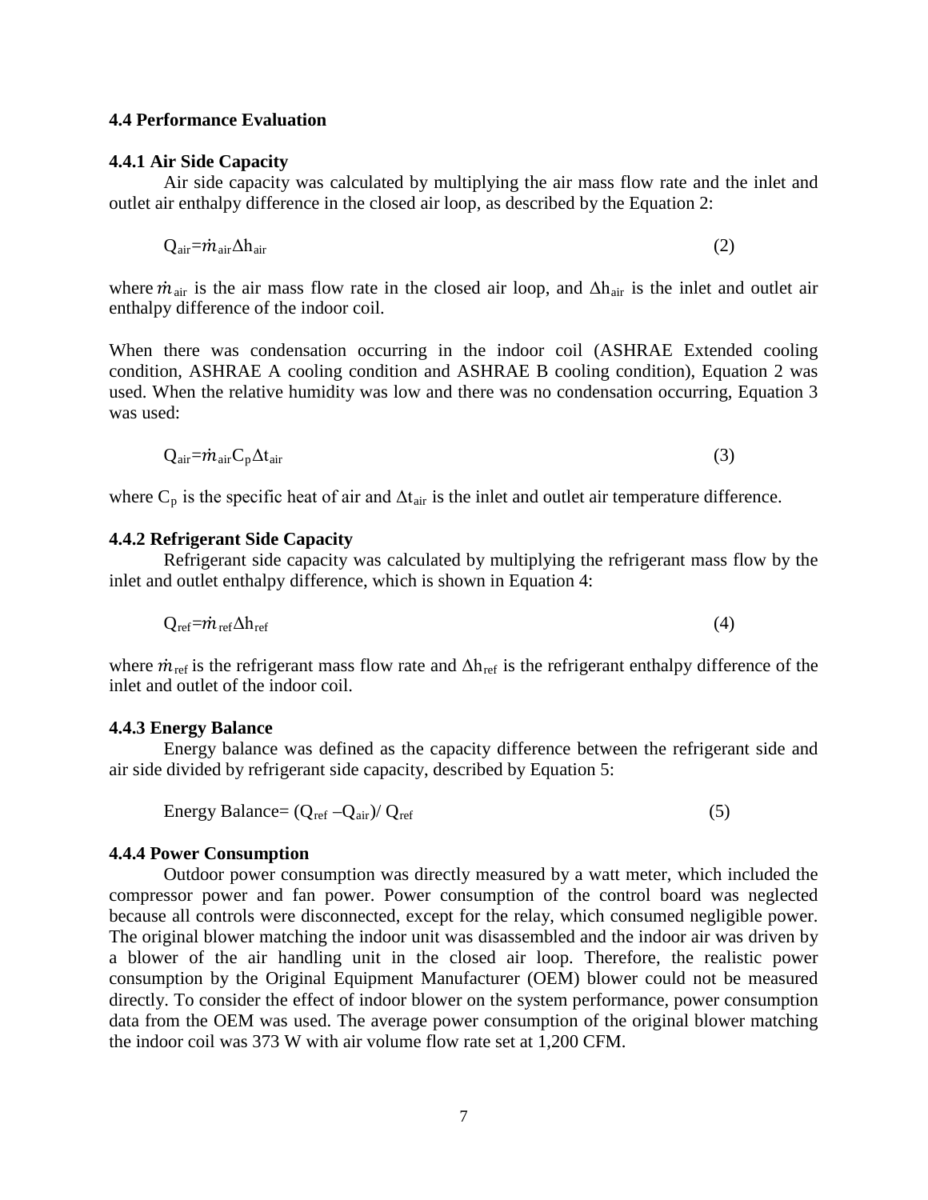### 4.4 Performance Evaluation

#### 4.4.1 Air Side Capacity

Air side capacity was calculated by multiplying the air mass flow rate and the inlet and outlet air enthalpy difference in the closed air loop, as described by the Equation 2:

$$Q_{air}=\dot{m}_{air}\Delta h_{air} \quad (2)$$

where $\dot{m}_{air}$ is the air mass flow rate in the closed air loop, and $\Delta h_{air}$ is the inlet and outlet air enthalpy difference of the indoor coil.

When there was condensation occurring in the indoor coil (ASHRAE Extended cooling condition, ASHRAE A cooling condition and ASHRAE B cooling condition), Equation 2 was used. When the relative humidity was low and there was no condensation occurring, Equation 3 was used:

$$Q_{air}=\dot{m}_{air}C_p\Delta t_{air} \quad (3)$$

where $C_p$ is the specific heat of air and $\Delta t_{air}$ is the inlet and outlet air temperature difference.

#### 4.4.2 Refrigerant Side Capacity

Refrigerant side capacity was calculated by multiplying the refrigerant mass flow by the inlet and outlet enthalpy difference, which is shown in Equation 4:

$$Q_{ref}=\dot{m}_{ref}\Delta h_{ref} \quad (4)$$

where $\dot{m}_{ref}$ is the refrigerant mass flow rate and $\Delta h_{ref}$ is the refrigerant enthalpy difference of the inlet and outlet of the indoor coil.

#### 4.4.3 Energy Balance

Energy balance was defined as the capacity difference between the refrigerant side and air side divided by refrigerant side capacity, described by Equation 5:

$$\text{Energy Balance}= (Q_{ref} - Q_{air})/ Q_{ref} \quad (5)$$

#### 4.4.4 Power Consumption

Outdoor power consumption was directly measured by a watt meter, which included the compressor power and fan power. Power consumption of the control board was neglected because all controls were disconnected, except for the relay, which consumed negligible power. The original blower matching the indoor unit was disassembled and the indoor air was driven by a blower of the air handling unit in the closed air loop. Therefore, the realistic power consumption by the Original Equipment Manufacturer (OEM) blower could not be measured directly. To consider the effect of indoor blower on the system performance, power consumption data from the OEM was used. The average power consumption of the original blower matching the indoor coil was 373 W with air volume flow rate set at 1,200 CFM.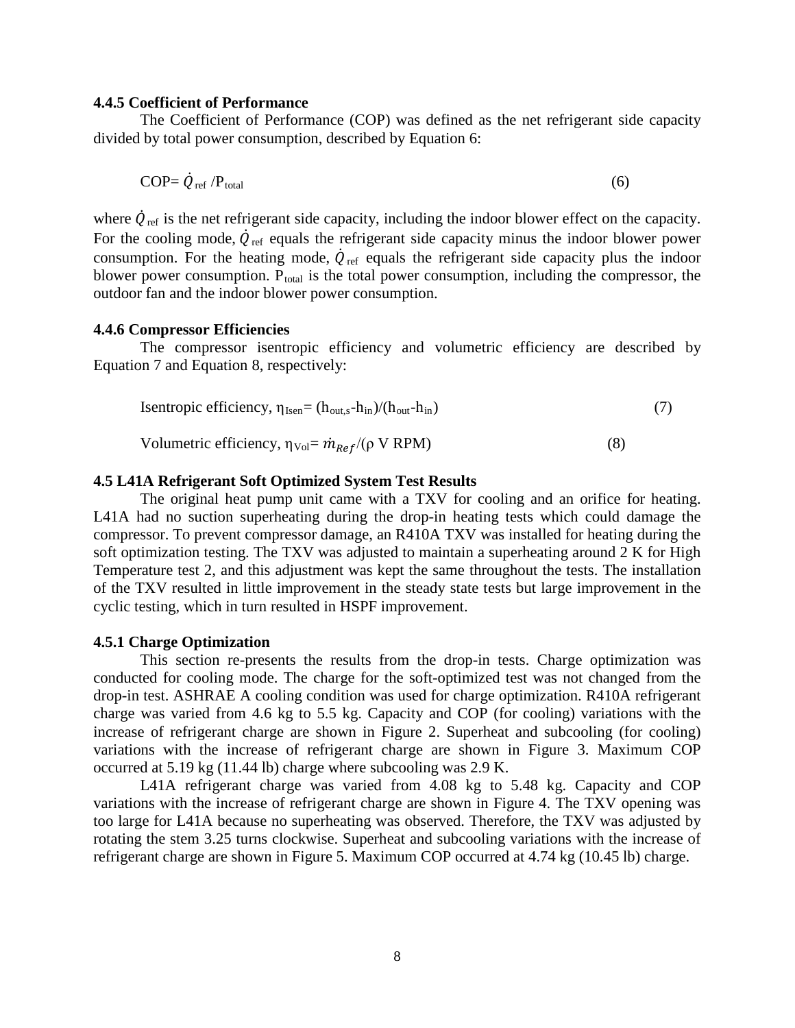### 4.4.5 Coefficient of Performance

The Coefficient of Performance (COP) was defined as the net refrigerant side capacity divided by total power consumption, described by Equation 6:

$$COP = \dot{Q}_{ref} / P_{total} \tag{6}$$

where $\dot{Q}_{ref}$ is the net refrigerant side capacity, including the indoor blower effect on the capacity. For the cooling mode, $\dot{Q}_{ref}$ equals the refrigerant side capacity minus the indoor blower power consumption. For the heating mode, $\dot{Q}_{ref}$ equals the refrigerant side capacity plus the indoor blower power consumption. $P_{total}$ is the total power consumption, including the compressor, the outdoor fan and the indoor blower power consumption.

### 4.4.6 Compressor Efficiencies

The compressor isentropic efficiency and volumetric efficiency are described by Equation 7 and Equation 8, respectively:

$$\text{Isentropic efficiency, } \eta_{Isen} = (h_{out,s} - h_{in})/(h_{out} - h_{in}) \tag{7}$$

$$\text{Volumetric efficiency, } \eta_{Vol} = \dot{m}_{Ref}/(\rho \text{ V RPM}) \tag{8}$$

## 4.5 L41A Refrigerant Soft Optimized System Test Results

The original heat pump unit came with a TXV for cooling and an orifice for heating. L41A had no suction superheating during the drop-in heating tests which could damage the compressor. To prevent compressor damage, an R410A TXV was installed for heating during the soft optimization testing. The TXV was adjusted to maintain a superheating around 2 K for High Temperature test 2, and this adjustment was kept the same throughout the tests. The installation of the TXV resulted in little improvement in the steady state tests but large improvement in the cyclic testing, which in turn resulted in HSPF improvement.

### 4.5.1 Charge Optimization

This section re-presents the results from the drop-in tests. Charge optimization was conducted for cooling mode. The charge for the soft-optimized test was not changed from the drop-in test. ASHRAE A cooling condition was used for charge optimization. R410A refrigerant charge was varied from 4.6 kg to 5.5 kg. Capacity and COP (for cooling) variations with the increase of refrigerant charge are shown in Figure 2. Superheat and subcooling (for cooling) variations with the increase of refrigerant charge are shown in Figure 3. Maximum COP occurred at 5.19 kg (11.44 lb) charge where subcooling was 2.9 K.

L41A refrigerant charge was varied from 4.08 kg to 5.48 kg. Capacity and COP variations with the increase of refrigerant charge are shown in Figure 4. The TXV opening was too large for L41A because no superheating was observed. Therefore, the TXV was adjusted by rotating the stem 3.25 turns clockwise. Superheat and subcooling variations with the increase of refrigerant charge are shown in Figure 5. Maximum COP occurred at 4.74 kg (10.45 lb) charge.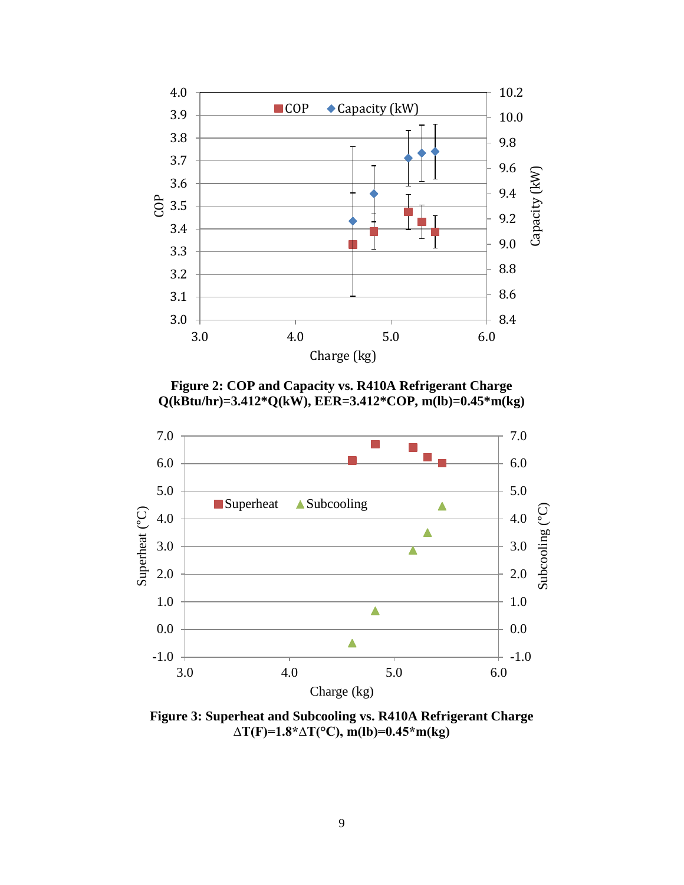**Figure 2: COP and Capacity vs. R410A Refrigerant Charge**
**Q(kBtu/hr)=3.412*Q(kW), EER=3.412*COP, m(lb)=0.45*m(kg)**

**Figure 3: Superheat and Subcooling vs. R410A Refrigerant Charge**
**ΔT(F)=1.8*ΔT(°C), m(lb)=0.45*m(kg)**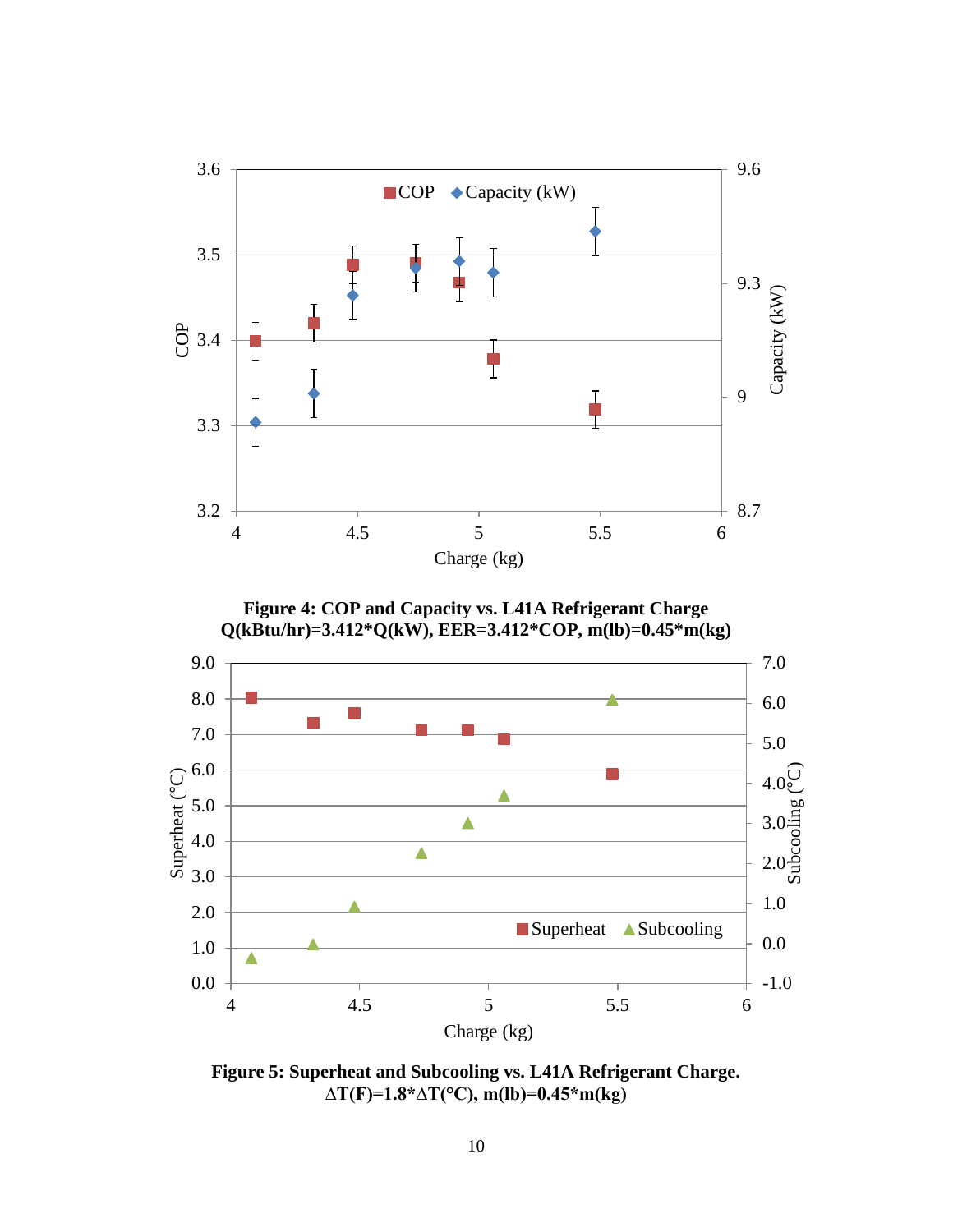**Figure 4: COP and Capacity vs. L41A Refrigerant Charge**
**Q(kBtu/hr)=3.412*Q(kW), EER=3.412*COP, m(lb)=0.45*m(kg)**

**Figure 5: Superheat and Subcooling vs. L41A Refrigerant Charge.**
**ΔT(F)=1.8*ΔT(°C), m(lb)=0.45*m(kg)**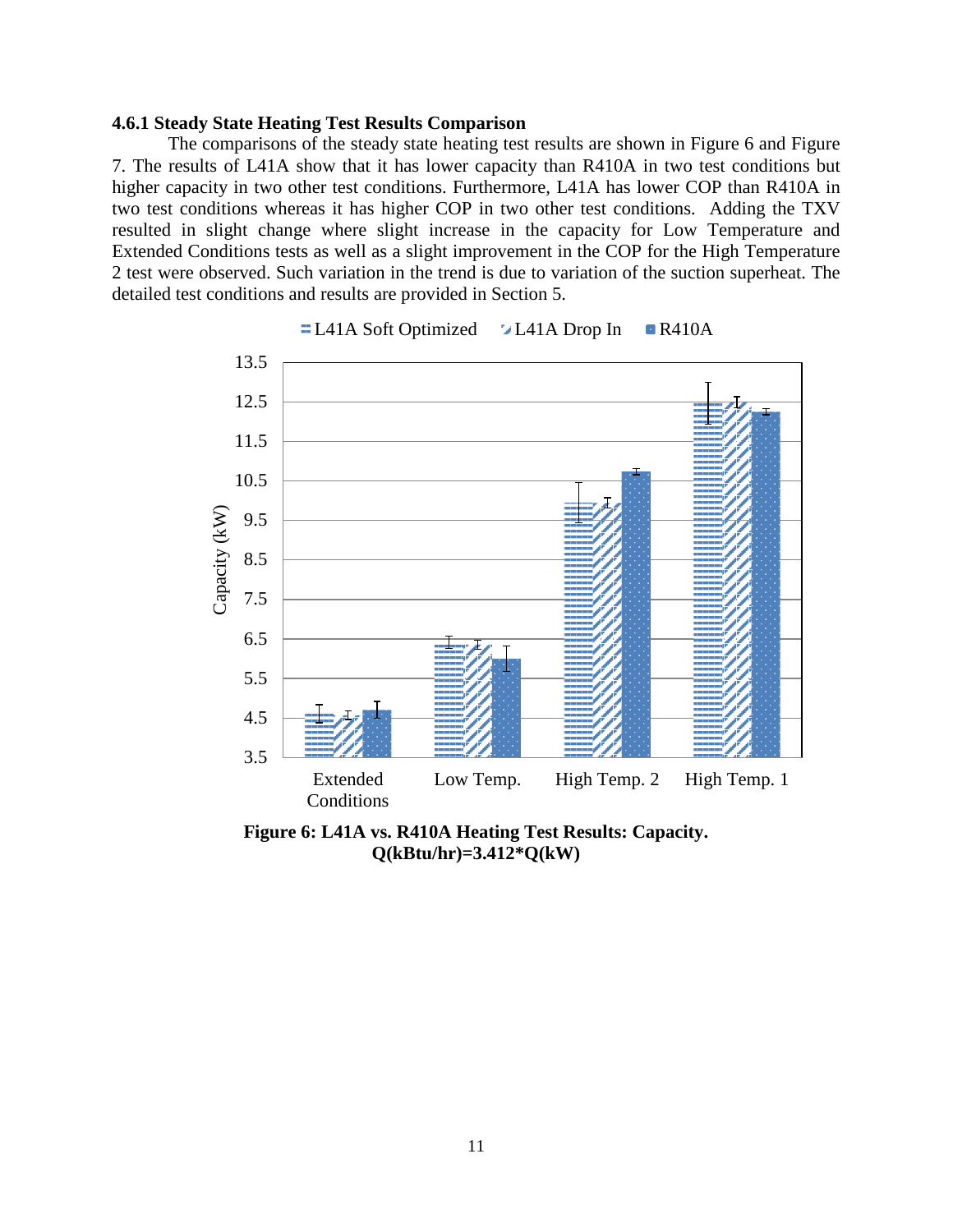### 4.6.1 Steady State Heating Test Results Comparison

The comparisons of the steady state heating test results are shown in Figure 6 and Figure 7. The results of L41A show that it has lower capacity than R410A in two test conditions but higher capacity in two other test conditions. Furthermore, L41A has lower COP than R410A in two test conditions whereas it has higher COP in two other test conditions. Adding the TXV resulted in slight change where slight increase in the capacity for Low Temperature and Extended Conditions tests as well as a slight improvement in the COP for the High Temperature 2 test were observed. Such variation in the trend is due to variation of the suction superheat. The detailed test conditions and results are provided in Section 5.

**Figure 6: L41A vs. R410A Heating Test Results: Capacity. Q(kBtu/hr)=3.412*Q(kW)**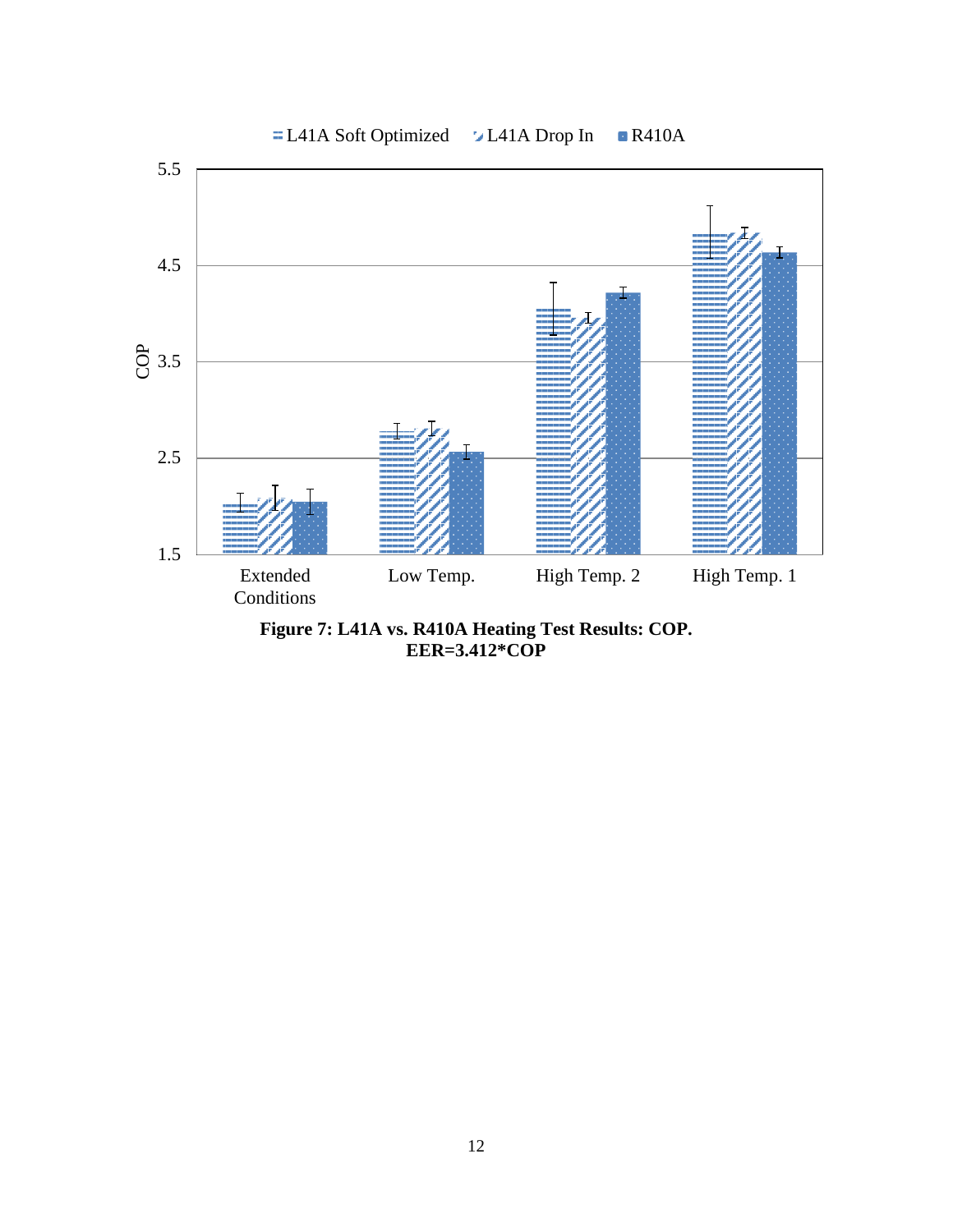Figure 7: L41A vs. R410A Heating Test Results: COP. EER=3.412*COP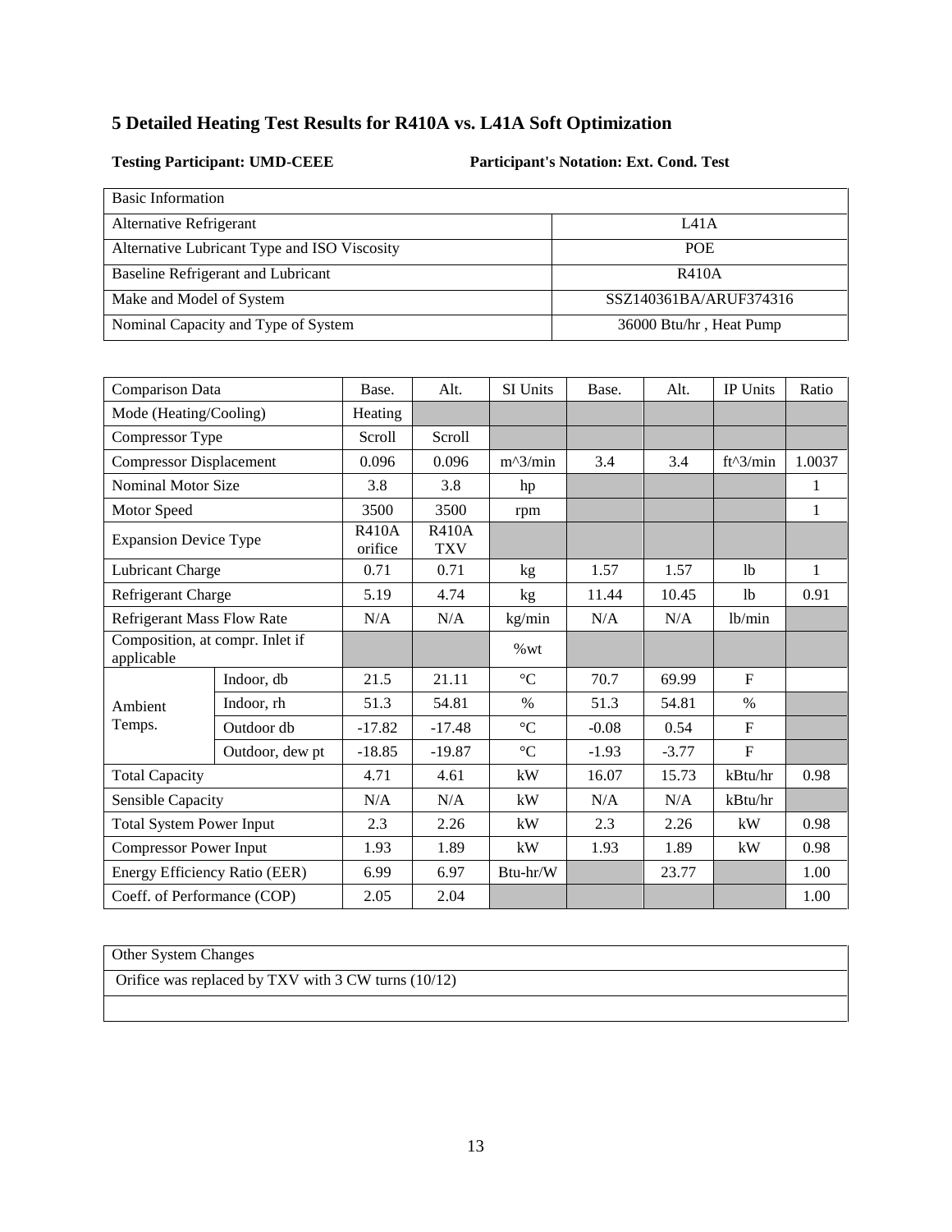## 5 Detailed Heating Test Results for R410A vs. L41A Soft Optimization

**Testing Participant: UMD-CEEE** **Participant's Notation: Ext. Cond. Test**

| Basic Information | |
|---|---|
| Alternative Refrigerant | L41A |
| Alternative Lubricant Type and ISO Viscosity | POE |
| Baseline Refrigerant and Lubricant | R410A |
| Make and Model of System | SSZ140361BA/ARUF374316 |
| Nominal Capacity and Type of System | 36000 Btu/hr , Heat Pump |

| Comparison Data | | Base. | Alt. | SI Units | Base. | Alt. | IP Units | Ratio |
|---|---|---|---|---|---|---|---|---|
| Mode (Heating/Cooling) | | Heating | | | | | | |
| Compressor Type | | Scroll | Scroll | | | | | |
| Compressor Displacement | | 0.096 | 0.096 | m^3/min | 3.4 | 3.4 | ft^3/min | 1.0037 |
| Nominal Motor Size | | 3.8 | 3.8 | hp | | | | 1 |
| Motor Speed | | 3500 | 3500 | rpm | | | | 1 |
| Expansion Device Type | | R410A orifice | R410A TXV | | | | | |
| Lubricant Charge | | 0.71 | 0.71 | kg | 1.57 | 1.57 | lb | 1 |
| Refrigerant Charge | | 5.19 | 4.74 | kg | 11.44 | 10.45 | lb | 0.91 |
| Refrigerant Mass Flow Rate | | N/A | N/A | kg/min | N/A | N/A | lb/min | |
| Composition, at compr. Inlet if applicable | | | | %wt | | | | |
| Ambient Temps. | Indoor, db | 21.5 | 21.11 | °C | 70.7 | 69.99 | F | |
| | Indoor, rh | 51.3 | 54.81 | % | 51.3 | 54.81 | % | |
| | Outdoor db | -17.82 | -17.48 | °C | -0.08 | 0.54 | F | |
| | Outdoor, dew pt | -18.85 | -19.87 | °C | -1.93 | -3.77 | F | |
| Total Capacity | | 4.71 | 4.61 | kW | 16.07 | 15.73 | kBtu/hr | 0.98 |
| Sensible Capacity | | N/A | N/A | kW | N/A | N/A | kBtu/hr | |
| Total System Power Input | | 2.3 | 2.26 | kW | 2.3 | 2.26 | kW | 0.98 |
| Compressor Power Input | | 1.93 | 1.89 | kW | 1.93 | 1.89 | kW | 0.98 |
| Energy Efficiency Ratio (EER) | | 6.99 | 6.97 | Btu-hr/W | | 23.77 | | 1.00 |
| Coeff. of Performance (COP) | | 2.05 | 2.04 | | | | | 1.00 |

| Other System Changes |
|---|
| Orifice was replaced by TXV with 3 CW turns (10/12) |
| |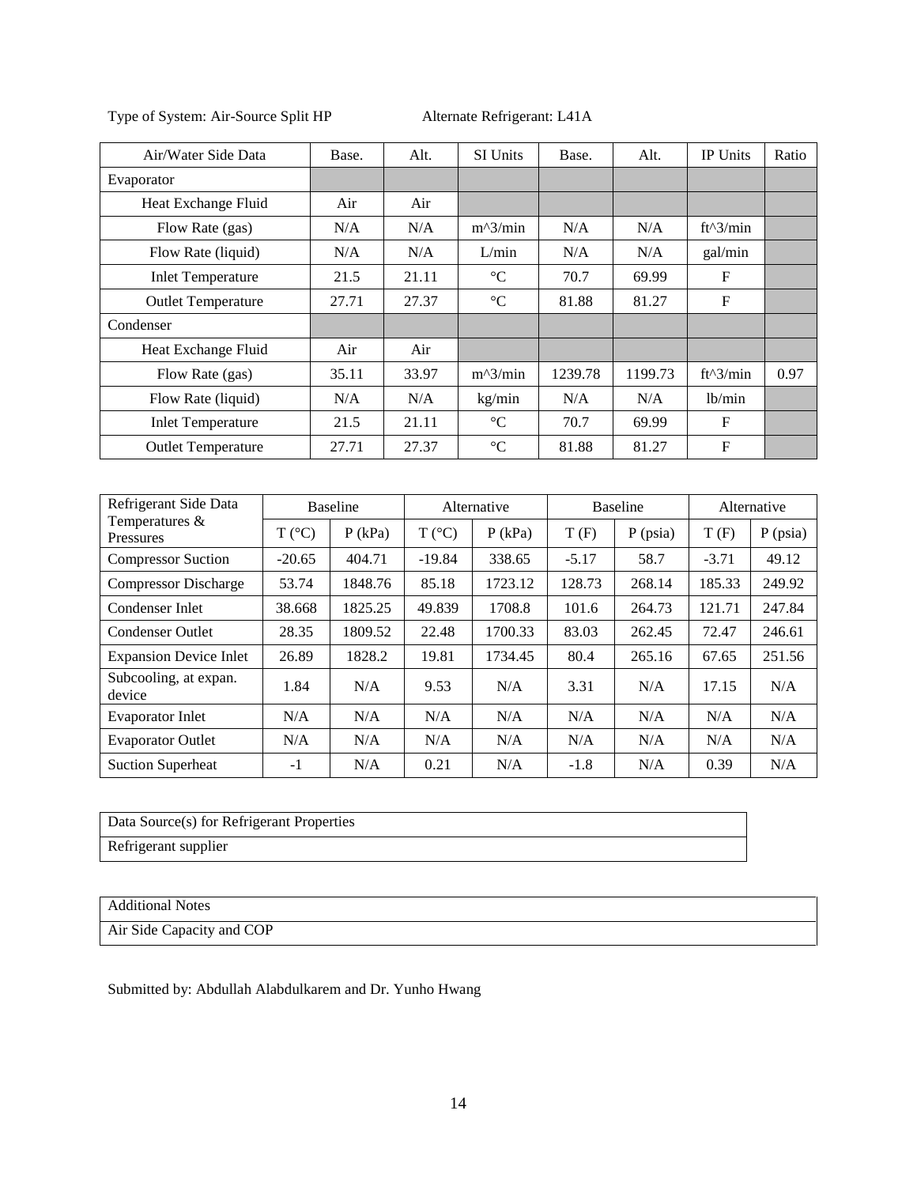Type of System: Air-Source Split HP Alternate Refrigerant: L41A

| Air/Water Side Data | Base. | Alt. | SI Units | Base. | Alt. | IP Units | Ratio |
|---|---|---|---|---|---|---|---|
| Evaporator | | | | | | | |
| Heat Exchange Fluid | Air | Air | | | | | |
| Flow Rate (gas) | N/A | N/A | m^3/min | N/A | N/A | ft^3/min | |
| Flow Rate (liquid) | N/A | N/A | L/min | N/A | N/A | gal/min | |
| Inlet Temperature | 21.5 | 21.11 | °C | 70.7 | 69.99 | F | |
| Outlet Temperature | 27.71 | 27.37 | °C | 81.88 | 81.27 | F | |
| Condenser | | | | | | | |
| Heat Exchange Fluid | Air | Air | | | | | |
| Flow Rate (gas) | 35.11 | 33.97 | m^3/min | 1239.78 | 1199.73 | ft^3/min | 0.97 |
| Flow Rate (liquid) | N/A | N/A | kg/min | N/A | N/A | lb/min | |
| Inlet Temperature | 21.5 | 21.11 | °C | 70.7 | 69.99 | F | |
| Outlet Temperature | 27.71 | 27.37 | °C | 81.88 | 81.27 | F | |

| Refrigerant Side Data Temperatures & Pressures | Baseline | | Alternative | | Baseline | | Alternative | |
|---|---|---|---|---|---|---|---|---|
| | T (°C) | P (kPa) | T (°C) | P (kPa) | T (F) | P (psia) | T (F) | P (psia) |
| Compressor Suction | -20.65 | 404.71 | -19.84 | 338.65 | -5.17 | 58.7 | -3.71 | 49.12 |
| Compressor Discharge | 53.74 | 1848.76 | 85.18 | 1723.12 | 128.73 | 268.14 | 185.33 | 249.92 |
| Condenser Inlet | 38.668 | 1825.25 | 49.839 | 1708.8 | 101.6 | 264.73 | 121.71 | 247.84 |
| Condenser Outlet | 28.35 | 1809.52 | 22.48 | 1700.33 | 83.03 | 262.45 | 72.47 | 246.61 |
| Expansion Device Inlet | 26.89 | 1828.2 | 19.81 | 1734.45 | 80.4 | 265.16 | 67.65 | 251.56 |
| Subcooling, at expan. device | 1.84 | N/A | 9.53 | N/A | 3.31 | N/A | 17.15 | N/A |
| Evaporator Inlet | N/A | N/A | N/A | N/A | N/A | N/A | N/A | N/A |
| Evaporator Outlet | N/A | N/A | N/A | N/A | N/A | N/A | N/A | N/A |
| Suction Superheat | -1 | N/A | 0.21 | N/A | -1.8 | N/A | 0.39 | N/A |

| Data Source(s) for Refrigerant Properties |
|---|
| Refrigerant supplier |

| Additional Notes |
|---|
| Air Side Capacity and COP |

Submitted by: Abdullah Alabdulkarem and Dr. Yunho Hwang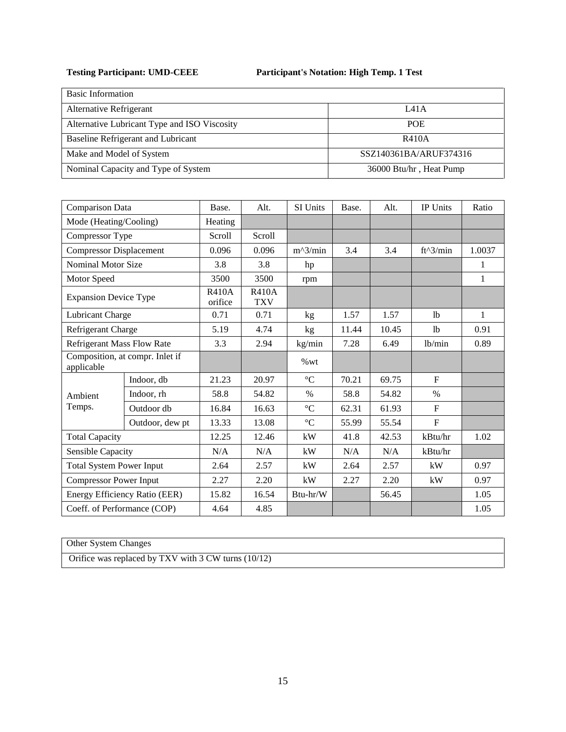**Testing Participant: UMD-CEEE** **Participant's Notation: High Temp. 1 Test**

| Basic Information | |
|---|---|
| Alternative Refrigerant | L41A |
| Alternative Lubricant Type and ISO Viscosity | POE |
| Baseline Refrigerant and Lubricant | R410A |
| Make and Model of System | SSZ140361BA/ARUF374316 |
| Nominal Capacity and Type of System | 36000 Btu/hr , Heat Pump |

| Comparison Data | | Base. | Alt. | SI Units | Base. | Alt. | IP Units | Ratio |
|---|---|---|---|---|---|---|---|---|
| Mode (Heating/Cooling) | | Heating | | | | | | |
| Compressor Type | | Scroll | Scroll | | | | | |
| Compressor Displacement | | 0.096 | 0.096 | m^3/min | 3.4 | 3.4 | ft^3/min | 1.0037 |
| Nominal Motor Size | | 3.8 | 3.8 | hp | | | | 1 |
| Motor Speed | | 3500 | 3500 | rpm | | | | 1 |
| Expansion Device Type | | R410A orifice | R410A TXV | | | | | |
| Lubricant Charge | | 0.71 | 0.71 | kg | 1.57 | 1.57 | lb | 1 |
| Refrigerant Charge | | 5.19 | 4.74 | kg | 11.44 | 10.45 | lb | 0.91 |
| Refrigerant Mass Flow Rate | | 3.3 | 2.94 | kg/min | 7.28 | 6.49 | lb/min | 0.89 |
| Composition, at compr. Inlet if applicable | | | | %wt | | | | |
| Ambient Temps. | Indoor, db | 21.23 | 20.97 | °C | 70.21 | 69.75 | F | |
| | Indoor, rh | 58.8 | 54.82 | % | 58.8 | 54.82 | % | |
| | Outdoor db | 16.84 | 16.63 | °C | 62.31 | 61.93 | F | |
| | Outdoor, dew pt | 13.33 | 13.08 | °C | 55.99 | 55.54 | F | |
| Total Capacity | | 12.25 | 12.46 | kW | 41.8 | 42.53 | kBtu/hr | 1.02 |
| Sensible Capacity | | N/A | N/A | kW | N/A | N/A | kBtu/hr | |
| Total System Power Input | | 2.64 | 2.57 | kW | 2.64 | 2.57 | kW | 0.97 |
| Compressor Power Input | | 2.27 | 2.20 | kW | 2.27 | 2.20 | kW | 0.97 |
| Energy Efficiency Ratio (EER) | | 15.82 | 16.54 | Btu-hr/W | | 56.45 | | 1.05 |
| Coeff. of Performance (COP) | | 4.64 | 4.85 | | | | | 1.05 |

| Other System Changes |
|---|
| Orifice was replaced by TXV with 3 CW turns (10/12) |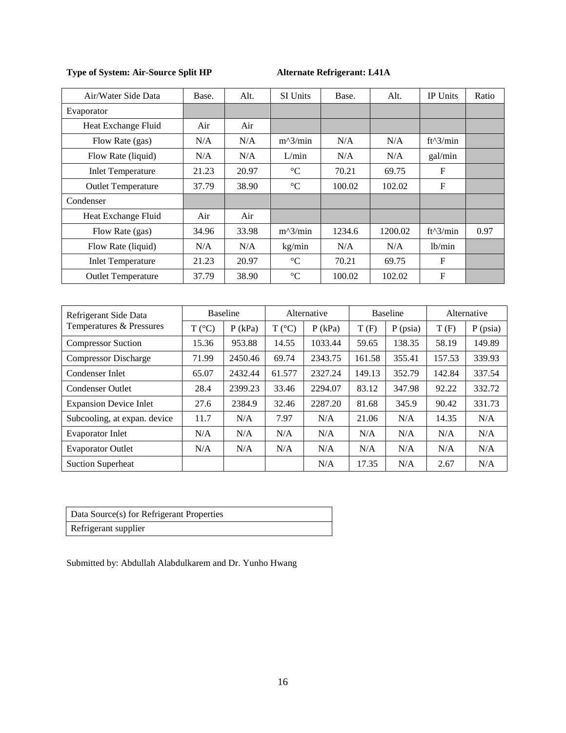**Type of System: Air-Source Split HP** **Alternate Refrigerant: L41A**

| Air/Water Side Data | Base. | Alt. | SI Units | Base. | Alt. | IP Units | Ratio |
|---|---|---|---|---|---|---|---|
| Evaporator | | | | | | | |
| Heat Exchange Fluid | Air | Air | | | | | |
| Flow Rate (gas) | N/A | N/A | m^3/min | N/A | N/A | ft^3/min | |
| Flow Rate (liquid) | N/A | N/A | L/min | N/A | N/A | gal/min | |
| Inlet Temperature | 21.23 | 20.97 | °C | 70.21 | 69.75 | F | |
| Outlet Temperature | 37.79 | 38.90 | °C | 100.02 | 102.02 | F | |
| Condenser | | | | | | | |
| Heat Exchange Fluid | Air | Air | | | | | |
| Flow Rate (gas) | 34.96 | 33.98 | m^3/min | 1234.6 | 1200.02 | ft^3/min | 0.97 |
| Flow Rate (liquid) | N/A | N/A | kg/min | N/A | N/A | lb/min | |
| Inlet Temperature | 21.23 | 20.97 | °C | 70.21 | 69.75 | F | |
| Outlet Temperature | 37.79 | 38.90 | °C | 100.02 | 102.02 | F | |

| Refrigerant Side Data Temperatures & Pressures | Baseline | | Alternative | | Baseline | | Alternative | |
|---|---|---|---|---|---|---|---|---|
| | T (°C) | P (kPa) | T (°C) | P (kPa) | T (F) | P (psia) | T (F) | P (psia) |
| Compressor Suction | 15.36 | 953.88 | 14.55 | 1033.44 | 59.65 | 138.35 | 58.19 | 149.89 |
| Compressor Discharge | 71.99 | 2450.46 | 69.74 | 2343.75 | 161.58 | 355.41 | 157.53 | 339.93 |
| Condenser Inlet | 65.07 | 2432.44 | 61.577 | 2327.24 | 149.13 | 352.79 | 142.84 | 337.54 |
| Condenser Outlet | 28.4 | 2399.23 | 33.46 | 2294.07 | 83.12 | 347.98 | 92.22 | 332.72 |
| Expansion Device Inlet | 27.6 | 2384.9 | 32.46 | 2287.20 | 81.68 | 345.9 | 90.42 | 331.73 |
| Subcooling, at expan. device | 11.7 | N/A | 7.97 | N/A | 21.06 | N/A | 14.35 | N/A |
| Evaporator Inlet | N/A | N/A | N/A | N/A | N/A | N/A | N/A | N/A |
| Evaporator Outlet | N/A | N/A | N/A | N/A | N/A | N/A | N/A | N/A |
| Suction Superheat | | | | N/A | 17.35 | N/A | 2.67 | N/A |

| Data Source(s) for Refrigerant Properties |
|---|
| Refrigerant supplier |

Submitted by: Abdullah Alabdulkarem and Dr. Yunho Hwang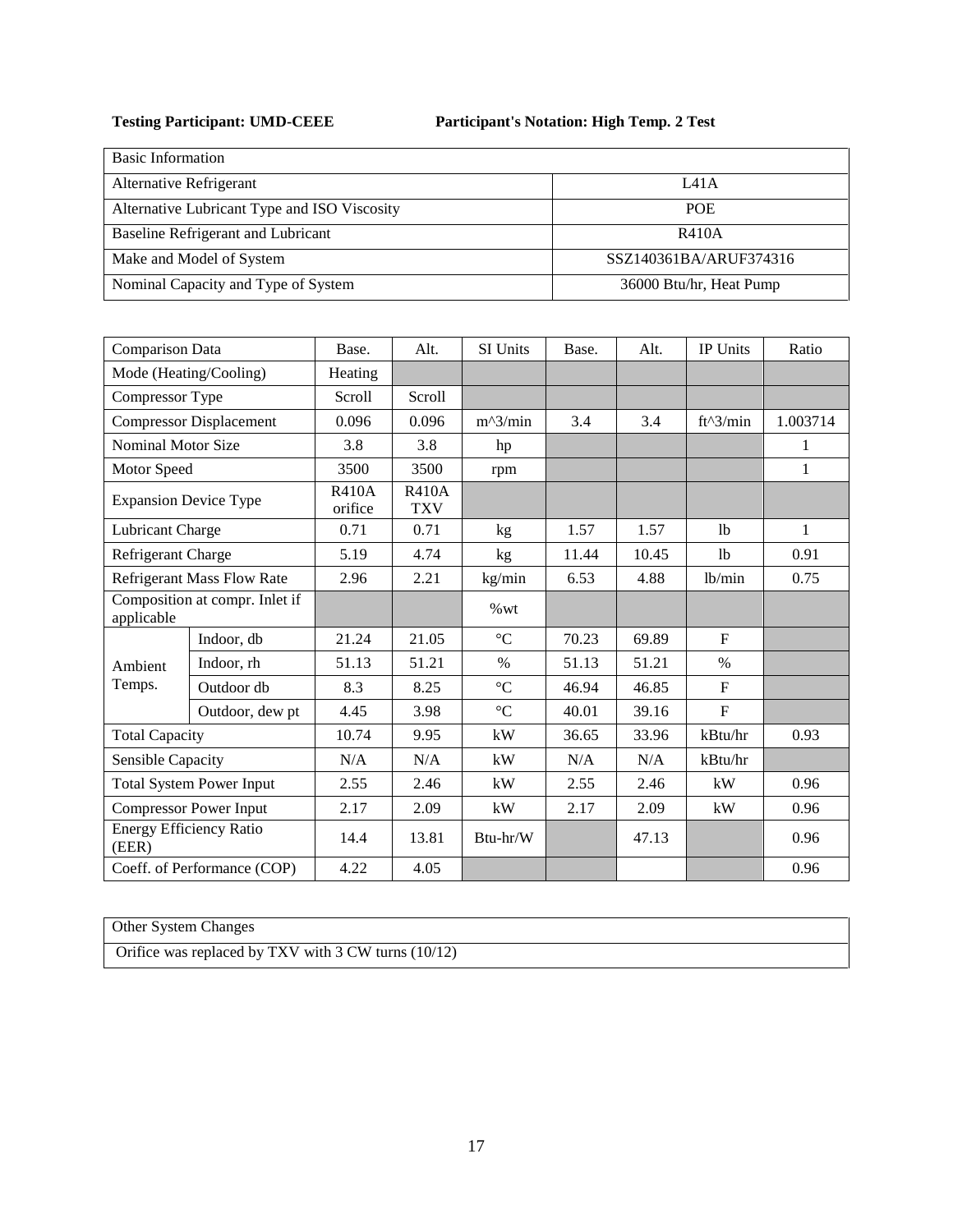**Testing Participant: UMD-CEEE** **Participant's Notation: High Temp. 2 Test**

| Basic Information | |
|---|---|
| Alternative Refrigerant | L41A |
| Alternative Lubricant Type and ISO Viscosity | POE |
| Baseline Refrigerant and Lubricant | R410A |
| Make and Model of System | SSZ140361BA/ARUF374316 |
| Nominal Capacity and Type of System | 36000 Btu/hr, Heat Pump |

| Comparison Data | | Base. | Alt. | SI Units | Base. | Alt. | IP Units | Ratio |
|---|---|---|---|---|---|---|---|---|
| Mode (Heating/Cooling) | | Heating | | | | | | |
| Compressor Type | | Scroll | Scroll | | | | | |
| Compressor Displacement | | 0.096 | 0.096 | m^3/min | 3.4 | 3.4 | ft^3/min | 1.003714 |
| Nominal Motor Size | | 3.8 | 3.8 | hp | | | | 1 |
| Motor Speed | | 3500 | 3500 | rpm | | | | 1 |
| Expansion Device Type | | R410A orifice | R410A TXV | | | | | |
| Lubricant Charge | | 0.71 | 0.71 | kg | 1.57 | 1.57 | lb | 1 |
| Refrigerant Charge | | 5.19 | 4.74 | kg | 11.44 | 10.45 | lb | 0.91 |
| Refrigerant Mass Flow Rate | | 2.96 | 2.21 | kg/min | 6.53 | 4.88 | lb/min | 0.75 |
| Composition at compr. Inlet if applicable | | | | %wt | | | | |
| Ambient Temps. | Indoor, db | 21.24 | 21.05 | °C | 70.23 | 69.89 | F | |
| | Indoor, rh | 51.13 | 51.21 | % | 51.13 | 51.21 | % | |
| | Outdoor db | 8.3 | 8.25 | °C | 46.94 | 46.85 | F | |
| | Outdoor, dew pt | 4.45 | 3.98 | °C | 40.01 | 39.16 | F | |
| Total Capacity | | 10.74 | 9.95 | kW | 36.65 | 33.96 | kBtu/hr | 0.93 |
| Sensible Capacity | | N/A | N/A | kW | N/A | N/A | kBtu/hr | |
| Total System Power Input | | 2.55 | 2.46 | kW | 2.55 | 2.46 | kW | 0.96 |
| Compressor Power Input | | 2.17 | 2.09 | kW | 2.17 | 2.09 | kW | 0.96 |
| Energy Efficiency Ratio (EER) | | 14.4 | 13.81 | Btu-hr/W | | 47.13 | | 0.96 |
| Coeff. of Performance (COP) | | 4.22 | 4.05 | | | | | 0.96 |

| Other System Changes |
|---|
| Orifice was replaced by TXV with 3 CW turns (10/12) |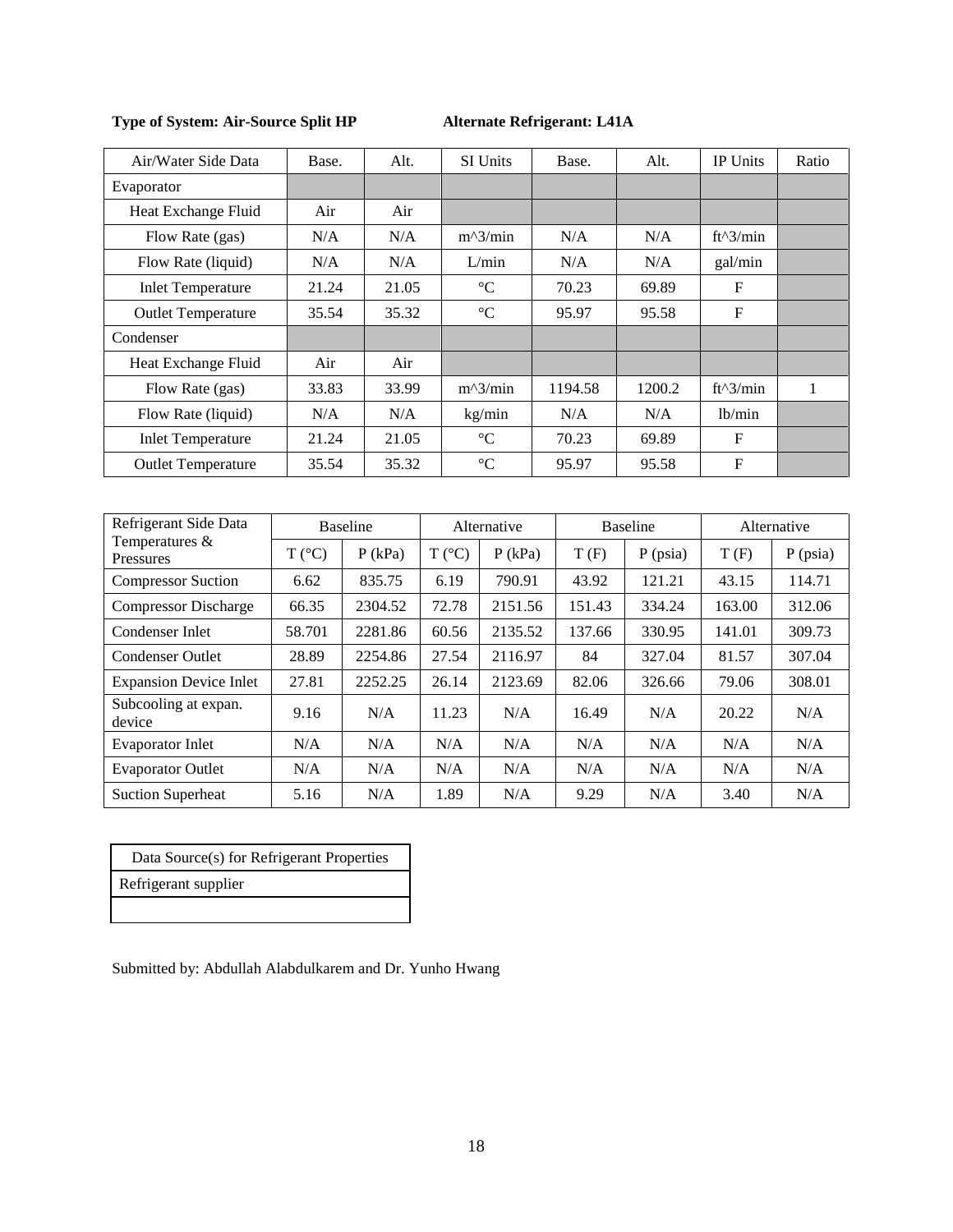**Type of System: Air-Source Split HP** **Alternate Refrigerant: L41A**

| Air/Water Side Data | Base. | Alt. | SI Units | Base. | Alt. | IP Units | Ratio |
|---|---|---|---|---|---|---|---|
| Evaporator | | | | | | | |
| Heat Exchange Fluid | Air | Air | | | | | |
| Flow Rate (gas) | N/A | N/A | m^3/min | N/A | N/A | ft^3/min | |
| Flow Rate (liquid) | N/A | N/A | L/min | N/A | N/A | gal/min | |
| Inlet Temperature | 21.24 | 21.05 | °C | 70.23 | 69.89 | F | |
| Outlet Temperature | 35.54 | 35.32 | °C | 95.97 | 95.58 | F | |
| Condenser | | | | | | | |
| Heat Exchange Fluid | Air | Air | | | | | |
| Flow Rate (gas) | 33.83 | 33.99 | m^3/min | 1194.58 | 1200.2 | ft^3/min | 1 |
| Flow Rate (liquid) | N/A | N/A | kg/min | N/A | N/A | lb/min | |
| Inlet Temperature | 21.24 | 21.05 | °C | 70.23 | 69.89 | F | |
| Outlet Temperature | 35.54 | 35.32 | °C | 95.97 | 95.58 | F | |

| Refrigerant Side Data Temperatures & Pressures | Baseline | | Alternative | | Baseline | | Alternative | |
|---|---|---|---|---|---|---|---|---|
| | T (°C) | P (kPa) | T (°C) | P (kPa) | T (F) | P (psia) | T (F) | P (psia) |
| Compressor Suction | 6.62 | 835.75 | 6.19 | 790.91 | 43.92 | 121.21 | 43.15 | 114.71 |
| Compressor Discharge | 66.35 | 2304.52 | 72.78 | 2151.56 | 151.43 | 334.24 | 163.00 | 312.06 |
| Condenser Inlet | 58.701 | 2281.86 | 60.56 | 2135.52 | 137.66 | 330.95 | 141.01 | 309.73 |
| Condenser Outlet | 28.89 | 2254.86 | 27.54 | 2116.97 | 84 | 327.04 | 81.57 | 307.04 |
| Expansion Device Inlet | 27.81 | 2252.25 | 26.14 | 2123.69 | 82.06 | 326.66 | 79.06 | 308.01 |
| Subcooling at expan. device | 9.16 | N/A | 11.23 | N/A | 16.49 | N/A | 20.22 | N/A |
| Evaporator Inlet | N/A | N/A | N/A | N/A | N/A | N/A | N/A | N/A |
| Evaporator Outlet | N/A | N/A | N/A | N/A | N/A | N/A | N/A | N/A |
| Suction Superheat | 5.16 | N/A | 1.89 | N/A | 9.29 | N/A | 3.40 | N/A |

| Data Source(s) for Refrigerant Properties |
|---|
| Refrigerant supplier |
| |

Submitted by: Abdullah Alabdulkarem and Dr. Yunho Hwang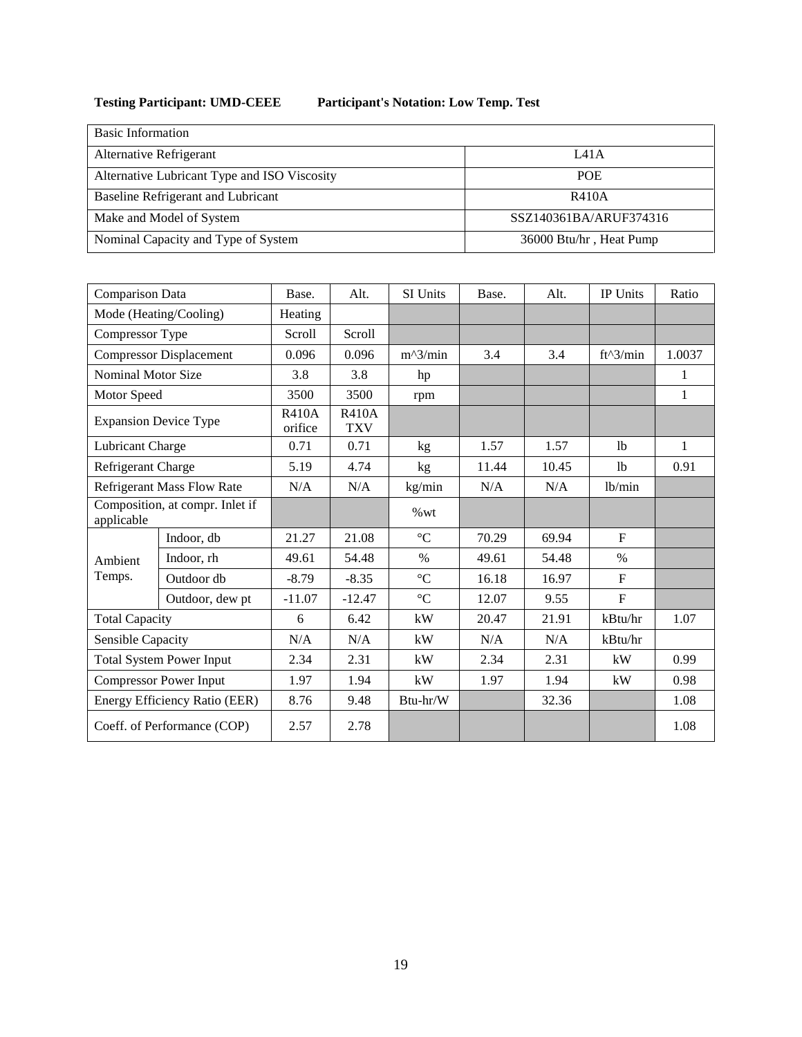**Testing Participant: UMD-CEEE          Participant's Notation: Low Temp. Test**

| Basic Information | |
|---|---|
| Alternative Refrigerant | L41A |
| Alternative Lubricant Type and ISO Viscosity | POE |
| Baseline Refrigerant and Lubricant | R410A |
| Make and Model of System | SSZ140361BA/ARUF374316 |
| Nominal Capacity and Type of System | 36000 Btu/hr , Heat Pump |

| Comparison Data | | Base. | Alt. | SI Units | Base. | Alt. | IP Units | Ratio |
|---|---|---|---|---|---|---|---|---|
| Mode (Heating/Cooling) | | Heating | | | | | | |
| Compressor Type | | Scroll | Scroll | | | | | |
| Compressor Displacement | | 0.096 | 0.096 | m^3/min | 3.4 | 3.4 | ft^3/min | 1.0037 |
| Nominal Motor Size | | 3.8 | 3.8 | hp | | | | 1 |
| Motor Speed | | 3500 | 3500 | rpm | | | | 1 |
| Expansion Device Type | | R410A orifice | R410A TXV | | | | | |
| Lubricant Charge | | 0.71 | 0.71 | kg | 1.57 | 1.57 | lb | 1 |
| Refrigerant Charge | | 5.19 | 4.74 | kg | 11.44 | 10.45 | lb | 0.91 |
| Refrigerant Mass Flow Rate | | N/A | N/A | kg/min | N/A | N/A | lb/min | |
| Composition, at compr. Inlet if applicable | | | | %wt | | | | |
| Ambient Temps. | Indoor, db | 21.27 | 21.08 | °C | 70.29 | 69.94 | F | |
| | Indoor, rh | 49.61 | 54.48 | % | 49.61 | 54.48 | % | |
| | Outdoor db | -8.79 | -8.35 | °C | 16.18 | 16.97 | F | |
| | Outdoor, dew pt | -11.07 | -12.47 | °C | 12.07 | 9.55 | F | |
| Total Capacity | | 6 | 6.42 | kW | 20.47 | 21.91 | kBtu/hr | 1.07 |
| Sensible Capacity | | N/A | N/A | kW | N/A | N/A | kBtu/hr | |
| Total System Power Input | | 2.34 | 2.31 | kW | 2.34 | 2.31 | kW | 0.99 |
| Compressor Power Input | | 1.97 | 1.94 | kW | 1.97 | 1.94 | kW | 0.98 |
| Energy Efficiency Ratio (EER) | | 8.76 | 9.48 | Btu-hr/W | | 32.36 | | 1.08 |
| Coeff. of Performance (COP) | | 2.57 | 2.78 | | | | | 1.08 |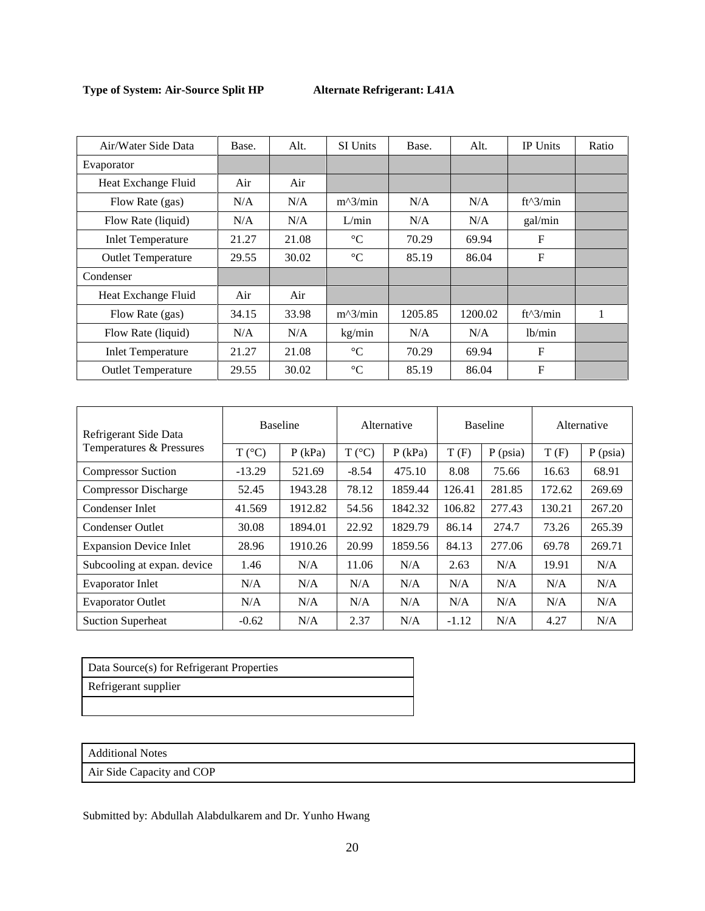**Type of System: Air-Source Split HP** **Alternate Refrigerant: L41A**

| Air/Water Side Data | Base. | Alt. | SI Units | Base. | Alt. | IP Units | Ratio |
|---|---|---|---|---|---|---|---|
| Evaporator | | | | | | | |
| Heat Exchange Fluid | Air | Air | | | | | |
| Flow Rate (gas) | N/A | N/A | m^3/min | N/A | N/A | ft^3/min | |
| Flow Rate (liquid) | N/A | N/A | L/min | N/A | N/A | gal/min | |
| Inlet Temperature | 21.27 | 21.08 | °C | 70.29 | 69.94 | F | |
| Outlet Temperature | 29.55 | 30.02 | °C | 85.19 | 86.04 | F | |
| Condenser | | | | | | | |
| Heat Exchange Fluid | Air | Air | | | | | |
| Flow Rate (gas) | 34.15 | 33.98 | m^3/min | 1205.85 | 1200.02 | ft^3/min | 1 |
| Flow Rate (liquid) | N/A | N/A | kg/min | N/A | N/A | lb/min | |
| Inlet Temperature | 21.27 | 21.08 | °C | 70.29 | 69.94 | F | |
| Outlet Temperature | 29.55 | 30.02 | °C | 85.19 | 86.04 | F | |

| Refrigerant Side Data Temperatures & Pressures | Baseline | | Alternative | | Baseline | | Alternative | |
|---|---|---|---|---|---|---|---|---|
| | T (°C) | P (kPa) | T (°C) | P (kPa) | T (F) | P (psia) | T (F) | P (psia) |
| Compressor Suction | -13.29 | 521.69 | -8.54 | 475.10 | 8.08 | 75.66 | 16.63 | 68.91 |
| Compressor Discharge | 52.45 | 1943.28 | 78.12 | 1859.44 | 126.41 | 281.85 | 172.62 | 269.69 |
| Condenser Inlet | 41.569 | 1912.82 | 54.56 | 1842.32 | 106.82 | 277.43 | 130.21 | 267.20 |
| Condenser Outlet | 30.08 | 1894.01 | 22.92 | 1829.79 | 86.14 | 274.7 | 73.26 | 265.39 |
| Expansion Device Inlet | 28.96 | 1910.26 | 20.99 | 1859.56 | 84.13 | 277.06 | 69.78 | 269.71 |
| Subcooling at expan. device | 1.46 | N/A | 11.06 | N/A | 2.63 | N/A | 19.91 | N/A |
| Evaporator Inlet | N/A | N/A | N/A | N/A | N/A | N/A | N/A | N/A |
| Evaporator Outlet | N/A | N/A | N/A | N/A | N/A | N/A | N/A | N/A |
| Suction Superheat | -0.62 | N/A | 2.37 | N/A | -1.12 | N/A | 4.27 | N/A |

| Data Source(s) for Refrigerant Properties |
|---|
| Refrigerant supplier |
| |

| Additional Notes |
|---|
| Air Side Capacity and COP |

Submitted by: Abdullah Alabdulkarem and Dr. Yunho Hwang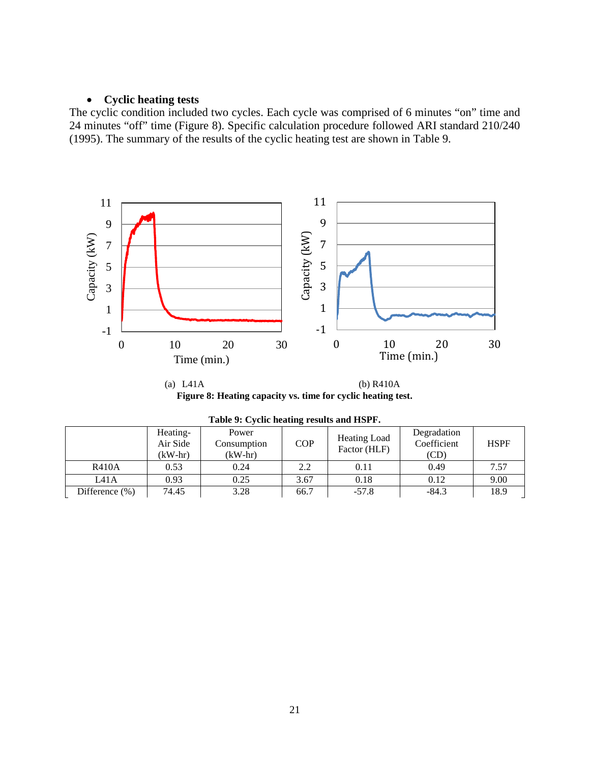- **Cyclic heating tests**

The cyclic condition included two cycles. Each cycle was comprised of 6 minutes "on" time and 24 minutes "off" time (Figure 8). Specific calculation procedure followed ARI standard 210/240 (1995). The summary of the results of the cyclic heating test are shown in Table 9.

(a) L41A (b) R410A

**Figure 8: Heating capacity vs. time for cyclic heating test.**

**Table 9: Cyclic heating results and HSPF.**

| | Heating-Air Side (kW-hr) | Power Consumption (kW-hr) | COP | Heating Load Factor (HLF) | Degradation Coefficient (CD) | HSPF |
|---|---|---|---|---|---|---|
| R410A | 0.53 | 0.24 | 2.2 | 0.11 | 0.49 | 7.57 |
| L41A | 0.93 | 0.25 | 3.67 | 0.18 | 0.12 | 9.00 |
| Difference (%) | 74.45 | 3.28 | 66.7 | -57.8 | -84.3 | 18.9 |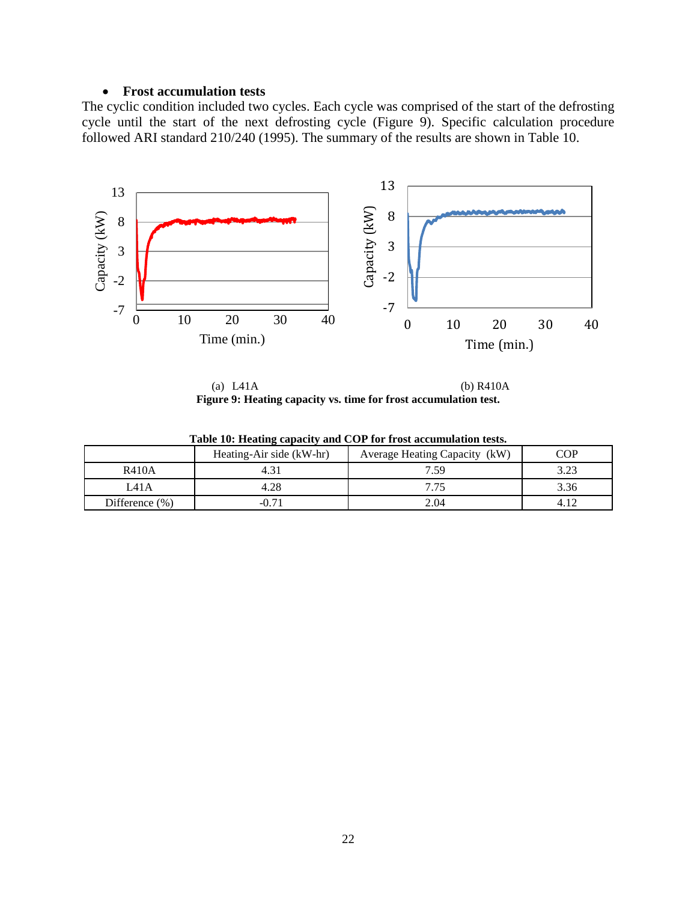- **Frost accumulation tests**

The cyclic condition included two cycles. Each cycle was comprised of the start of the defrosting cycle until the start of the next defrosting cycle (Figure 9). Specific calculation procedure followed ARI standard 210/240 (1995). The summary of the results are shown in Table 10.

Capacity (kW)
13
8
3
-2
-7
0 10 20 30 40
Time (min.)

Capacity (kW)
13
8
3
-2
-7
0 10 20 30 40
Time (min.)

(a) L41A (b) R410A

**Figure 9: Heating capacity vs. time for frost accumulation test.**

**Table 10: Heating capacity and COP for frost accumulation tests.**

| | Heating-Air side (kW-hr) | Average Heating Capacity (kW) | COP |
|---|---|---|---|
| R410A | 4.31 | 7.59 | 3.23 |
| L41A | 4.28 | 7.75 | 3.36 |
| Difference (%) | -0.71 | 2.04 | 4.12 |